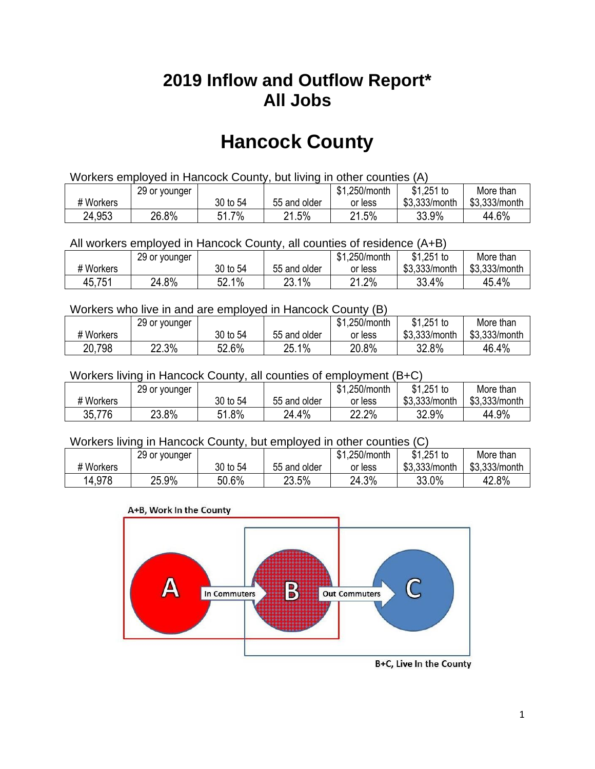# 2019 Inflow and Outflow Report*
# All Jobs

# Hancock County

Workers employed in Hancock County, but living in other counties (A)

| # Workers | 29 or younger | 30 to 54 | 55 and older | $1,250/month or less | $1,251 to $3,333/month | More than $3,333/month |
|---|---|---|---|---|---|---|
| 24,953 | 26.8% | 51.7% | 21.5% | 21.5% | 33.9% | 44.6% |

All workers employed in Hancock County, all counties of residence (A+B)

| # Workers | 29 or younger | 30 to 54 | 55 and older | $1,250/month or less | $1,251 to $3,333/month | More than $3,333/month |
|---|---|---|---|---|---|---|
| 45,751 | 24.8% | 52.1% | 23.1% | 21.2% | 33.4% | 45.4% |

Workers who live in and are employed in Hancock County (B)

| # Workers | 29 or younger | 30 to 54 | 55 and older | $1,250/month or less | $1,251 to $3,333/month | More than $3,333/month |
|---|---|---|---|---|---|---|
| 20,798 | 22.3% | 52.6% | 25.1% | 20.8% | 32.8% | 46.4% |

Workers living in Hancock County, all counties of employment (B+C)

| # Workers | 29 or younger | 30 to 54 | 55 and older | $1,250/month or less | $1,251 to $3,333/month | More than $3,333/month |
|---|---|---|---|---|---|---|
| 35,776 | 23.8% | 51.8% | 24.4% | 22.2% | 32.9% | 44.9% |

Workers living in Hancock County, but employed in other counties (C)

| # Workers | 29 or younger | 30 to 54 | 55 and older | $1,250/month or less | $1,251 to $3,333/month | More than $3,333/month |
|---|---|---|---|---|---|---|
| 14,978 | 25.9% | 50.6% | 23.5% | 24.3% | 33.0% | 42.8% |

A+B, Work In the County

A → In Commuters → B → Out Commuters → C

B+C, Live In the County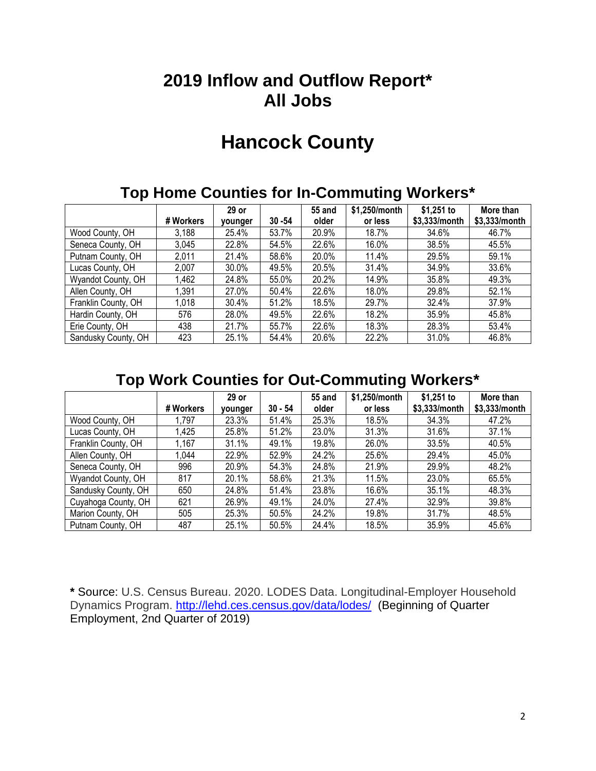# 2019 Inflow and Outflow Report*
# All Jobs

# Hancock County

## Top Home Counties for In-Commuting Workers*

| | # Workers | 29 or younger | 30 -54 | 55 and older | $1,250/month or less | $1,251 to $3,333/month | More than $3,333/month |
|---|---|---|---|---|---|---|---|
| Wood County, OH | 3,188 | 25.4% | 53.7% | 20.9% | 18.7% | 34.6% | 46.7% |
| Seneca County, OH | 3,045 | 22.8% | 54.5% | 22.6% | 16.0% | 38.5% | 45.5% |
| Putnam County, OH | 2,011 | 21.4% | 58.6% | 20.0% | 11.4% | 29.5% | 59.1% |
| Lucas County, OH | 2,007 | 30.0% | 49.5% | 20.5% | 31.4% | 34.9% | 33.6% |
| Wyandot County, OH | 1,462 | 24.8% | 55.0% | 20.2% | 14.9% | 35.8% | 49.3% |
| Allen County, OH | 1,391 | 27.0% | 50.4% | 22.6% | 18.0% | 29.8% | 52.1% |
| Franklin County, OH | 1,018 | 30.4% | 51.2% | 18.5% | 29.7% | 32.4% | 37.9% |
| Hardin County, OH | 576 | 28.0% | 49.5% | 22.6% | 18.2% | 35.9% | 45.8% |
| Erie County, OH | 438 | 21.7% | 55.7% | 22.6% | 18.3% | 28.3% | 53.4% |
| Sandusky County, OH | 423 | 25.1% | 54.4% | 20.6% | 22.2% | 31.0% | 46.8% |

## Top Work Counties for Out-Commuting Workers*

| | # Workers | 29 or younger | 30 - 54 | 55 and older | $1,250/month or less | $1,251 to $3,333/month | More than $3,333/month |
|---|---|---|---|---|---|---|---|
| Wood County, OH | 1,797 | 23.3% | 51.4% | 25.3% | 18.5% | 34.3% | 47.2% |
| Lucas County, OH | 1,425 | 25.8% | 51.2% | 23.0% | 31.3% | 31.6% | 37.1% |
| Franklin County, OH | 1,167 | 31.1% | 49.1% | 19.8% | 26.0% | 33.5% | 40.5% |
| Allen County, OH | 1,044 | 22.9% | 52.9% | 24.2% | 25.6% | 29.4% | 45.0% |
| Seneca County, OH | 996 | 20.9% | 54.3% | 24.8% | 21.9% | 29.9% | 48.2% |
| Wyandot County, OH | 817 | 20.1% | 58.6% | 21.3% | 11.5% | 23.0% | 65.5% |
| Sandusky County, OH | 650 | 24.8% | 51.4% | 23.8% | 16.6% | 35.1% | 48.3% |
| Cuyahoga County, OH | 621 | 26.9% | 49.1% | 24.0% | 27.4% | 32.9% | 39.8% |
| Marion County, OH | 505 | 25.3% | 50.5% | 24.2% | 19.8% | 31.7% | 48.5% |
| Putnam County, OH | 487 | 25.1% | 50.5% | 24.4% | 18.5% | 35.9% | 45.6% |

**\*** Source: U.S. Census Bureau. 2020. LODES Data. Longitudinal-Employer Household Dynamics Program. http://lehd.ces.census.gov/data/lodes/ (Beginning of Quarter Employment, 2nd Quarter of 2019)